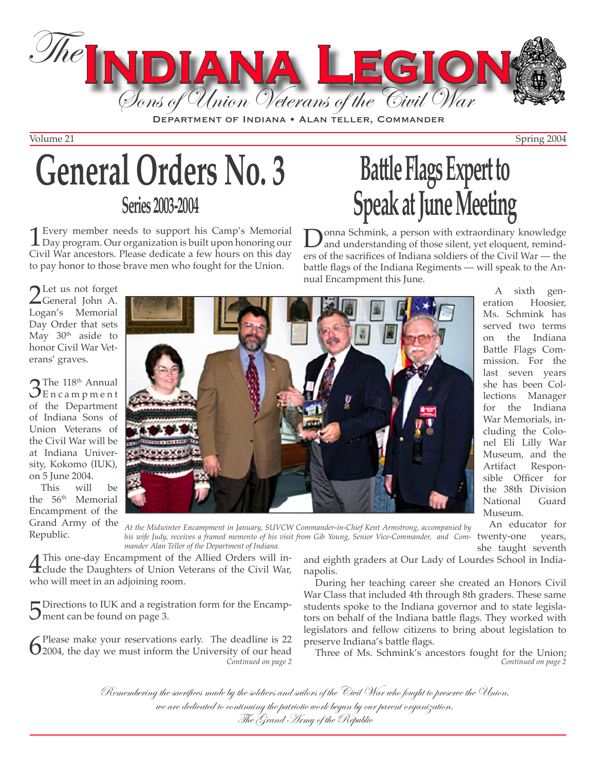# The Indiana Legion

*Sons of Union Veterans of the Civil War*

DEPARTMENT OF INDIANA • ALAN TELLER, COMMANDER

Volume 21 Spring 2004

# General Orders No. 3

## Series 2003-2004

1 Every member needs to support his Camp's Memorial Day program. Our organization is built upon honoring our Civil War ancestors. Please dedicate a few hours on this day to pay honor to those brave men who fought for the Union.

2 Let us not forget General John A. Logan's Memorial Day Order that sets May 30th aside to honor Civil War Veterans' graves.

3 The 118th Annual Encampment of the Department of Indiana Sons of Union Veterans of the Civil War will be at Indiana University, Kokomo (IUK), on 5 June 2004.

This will be the 56th Memorial Encampment of the Grand Army of the Republic.

4 This one-day Encampment of the Allied Orders will include the Daughters of Union Veterans of the Civil War, who will meet in an adjoining room.

5 Directions to IUK and a registration form for the Encampment can be found on page 3.

6 Please make your reservations early. The deadline is 22 2004, the day we must inform the University of our head

*Continued on page 2*

*At the Midwinter Encampment in January, SUVCW Commander-in-Chief Kent Armstrong, accompanied by his wife Judy, receives a framed memento of his visit from Gib Young, Senior Vice-Commander, and Commander Alan Teller of the Department of Indiana.*

# Battle Flags Expert to Speak at June Meeting

Donna Schmink, a person with extraordinary knowledge and understanding of those silent, yet eloquent, reminders of the sacrifices of Indiana soldiers of the Civil War — the battle flags of the Indiana Regiments — will speak to the Annual Encampment this June.

A sixth generation Hoosier, Ms. Schmink has served two terms on the Indiana Battle Flags Commission. For the last seven years she has been Collections Manager for the Indiana War Memorials, including the Colonel Eli Lilly War Museum, and the Artifact Responsible Officer for the 38th Division National Guard Museum.

An educator for twenty-one years, she taught seventh and eighth graders at Our Lady of Lourdes School in Indianapolis.

During her teaching career she created an Honors Civil War Class that included 4th through 8th graders. These same students spoke to the Indiana governor and to state legislators on behalf of the Indiana battle flags. They worked with legislators and fellow citizens to bring about legislation to preserve Indiana's battle flags.

Three of Ms. Schmink's ancestors fought for the Union;

*Continued on page 2*

*Remembering the sacrifices made by the soldiers and sailors of the Civil War who fought to preserve the Union, we are dedicated to continuing the patriotic work begun by our parent organization, The Grand Army of the Republic*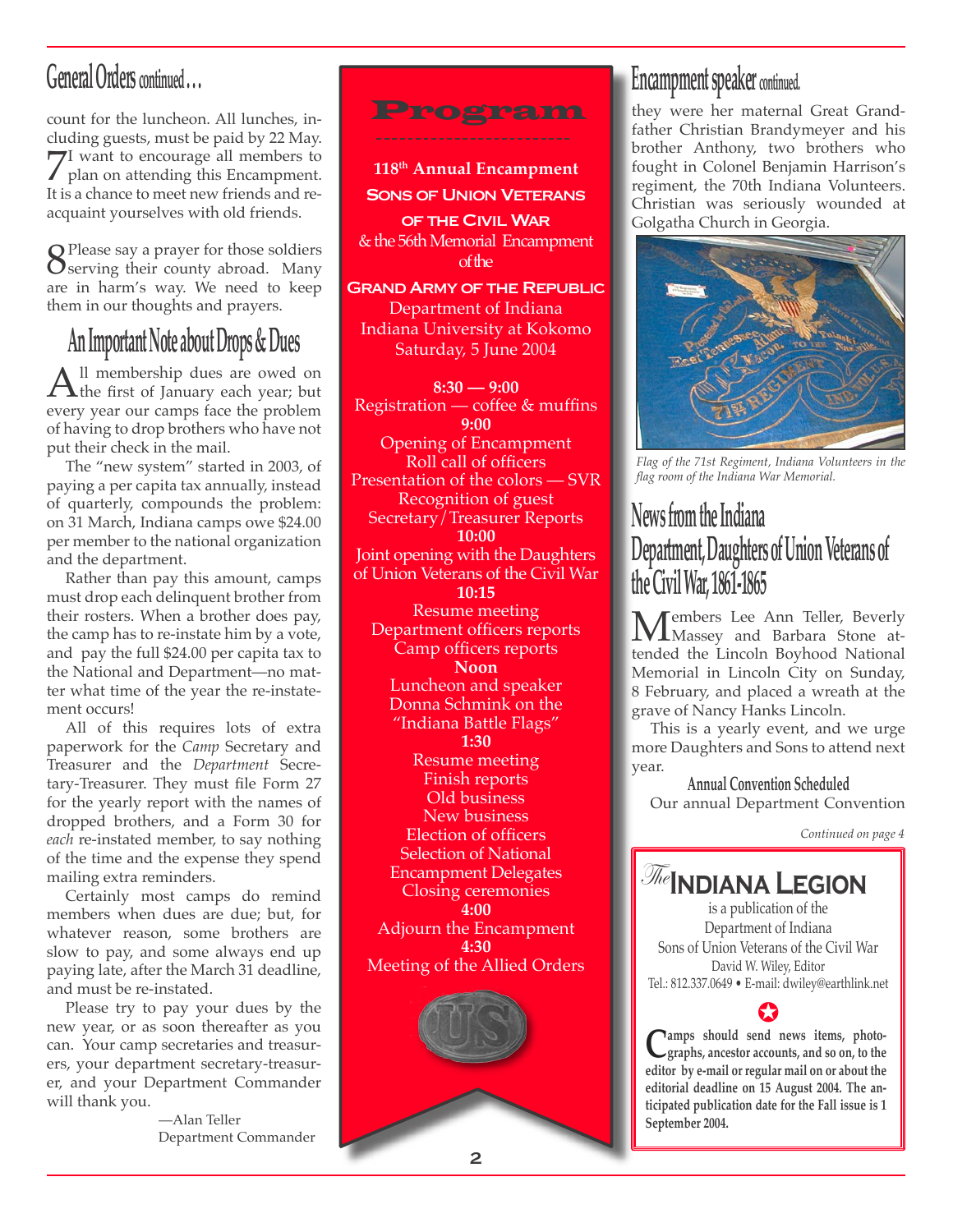## General Orders continued…

count for the luncheon. All lunches, including guests, must be paid by 22 May.

7 I want to encourage all members to plan on attending this Encampment. It is a chance to meet new friends and reacquaint yourselves with old friends.

8 Please say a prayer for those soldiers serving their county abroad. Many are in harm's way. We need to keep them in our thoughts and prayers.

## An Important Note about Drops & Dues

All membership dues are owed on the first of January each year; but every year our camps face the problem of having to drop brothers who have not put their check in the mail.

The "new system" started in 2003, of paying a per capita tax annually, instead of quarterly, compounds the problem: on 31 March, Indiana camps owe $24.00 per member to the national organization and the department.

Rather than pay this amount, camps must drop each delinquent brother from their rosters. When a brother does pay, the camp has to re-instate him by a vote, and pay the full $24.00 per capita tax to the National and Department—no matter what time of the year the re-instatement occurs!

All of this requires lots of extra paperwork for the *Camp* Secretary and Treasurer and the *Department* Secretary-Treasurer. They must file Form 27 for the yearly report with the names of dropped brothers, and a Form 30 for *each* re-instated member, to say nothing of the time and the expense they spend mailing extra reminders.

Certainly most camps do remind members when dues are due; but, for whatever reason, some brothers are slow to pay, and some always end up paying late, after the March 31 deadline, and must be re-instated.

Please try to pay your dues by the new year, or as soon thereafter as you can. Your camp secretaries and treasurers, your department secretary-treasurer, and your Department Commander will thank you.

—Alan Teller
Department Commander

## Program

**118th Annual Encampment**
**Sons of Union Veterans of the Civil War**
& the 56th Memorial Encampment of the
**Grand Army of the Republic**
Department of Indiana
Indiana University at Kokomo
Saturday, 5 June 2004

**8:30 — 9:00**
Registration — coffee & muffins

**9:00**
Opening of Encampment
Roll call of officers
Presentation of the colors — SVR
Recognition of guest
Secretary/Treasurer Reports

**10:00**
Joint opening with the Daughters of Union Veterans of the Civil War

**10:15**
Resume meeting
Department officers reports
Camp officers reports

**Noon**
Luncheon and speaker
Donna Schmink on the "Indiana Battle Flags"

**1:30**
Resume meeting
Finish reports
Old business
New business
Election of officers
Selection of National Encampment Delegates
Closing ceremonies

**4:00**
Adjourn the Encampment

**4:30**
Meeting of the Allied Orders

## Encampment speaker continued.

they were her maternal Great Grandfather Christian Brandymeyer and his brother Anthony, two brothers who fought in Colonel Benjamin Harrison's regiment, the 70th Indiana Volunteers. Christian was seriously wounded at Golgatha Church in Georgia.

*Flag of the 71st Regiment, Indiana Volunteers in the flag room of the Indiana War Memorial.*

## News from the Indiana Department, Daughters of Union Veterans of the Civil War, 1861-1865

Members Lee Ann Teller, Beverly Massey and Barbara Stone attended the Lincoln Boyhood National Memorial in Lincoln City on Sunday, 8 February, and placed a wreath at the grave of Nancy Hanks Lincoln.

This is a yearly event, and we urge more Daughters and Sons to attend next year.

### Annual Convention Scheduled

Our annual Department Convention

*Continued on page 4*

---

**The Indiana Legion**
is a publication of the
Department of Indiana
Sons of Union Veterans of the Civil War
David W. Wiley, Editor
Tel.: 812.337.0649 • E-mail: dwiley@earthlink.net

**Camps should send news items, photographs, ancestor accounts, and so on, to the editor by e-mail or regular mail on or about the editorial deadline on 15 August 2004. The anticipated publication date for the Fall issue is 1 September 2004.**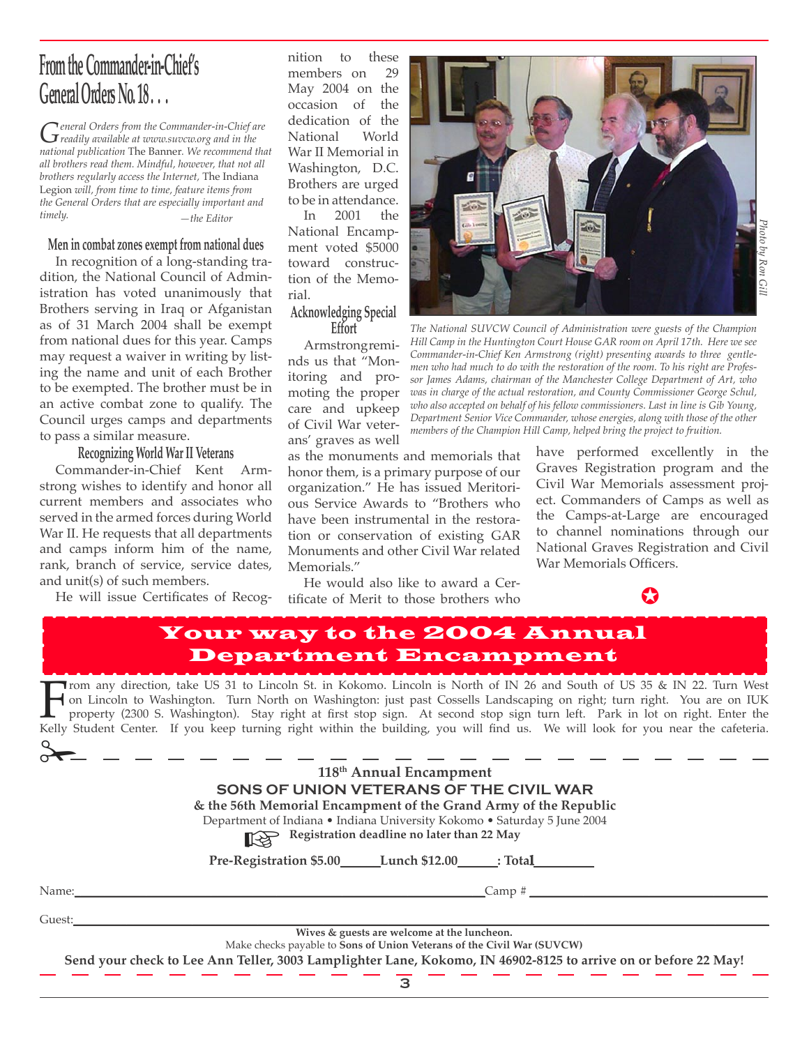## From the Commander-in-Chief's General Orders No. 18 . . .

*General Orders from the Commander-in-Chief are readily available at www.suvcw.org and in the national publication* The Banner. *We recommend that all brothers read them. Mindful, however, that not all brothers regularly access the Internet,* The Indiana Legion *will, from time to time, feature items from the General Orders that are especially important and timely.* —*the Editor*

### Men in combat zones exempt from national dues

In recognition of a long-standing tradition, the National Council of Administration has voted unanimously that Brothers serving in Iraq or Afganistan as of 31 March 2004 shall be exempt from national dues for this year. Camps may request a waiver in writing by listing the name and unit of each Brother to be exempted. The brother must be in an active combat zone to qualify. The Council urges camps and departments to pass a similar measure.

### Recognizing World War II Veterans

Commander-in-Chief Kent Armstrong wishes to identify and honor all current members and associates who served in the armed forces during World War II. He requests that all departments and camps inform him of the name, rank, branch of service, service dates, and unit(s) of such members.

He will issue Certificates of Recognition to these members on 29 May 2004 on the occasion of the dedication of the National World War II Memorial in Washington, D.C. Brothers are urged to be in attendance.

In 2001 the National Encampment voted $5000 toward construction of the Memorial.

### Acknowledging Special Effort

Armstrong reminds us that "Monitoring and promoting the proper care and upkeep of Civil War veterans' graves as well as the monuments and memorials that honor them, is a primary purpose of our organization." He has issued Meritorious Service Awards to "Brothers who have been instrumental in the restoration or conservation of existing GAR Monuments and other Civil War related Memorials."

He would also like to award a Certificate of Merit to those brothers who have performed excellently in the Graves Registration program and the Civil War Memorials assessment project. Commanders of Camps as well as the Camps-at-Large are encouraged to channel nominations through our National Graves Registration and Civil War Memorials Officers.

*Photo by Ron Gill*

*The National SUVCW Council of Administration were guests of the Champion Hill Camp in the Huntington Court House GAR room on April 17th. Here we see Commander-in-Chief Ken Armstrong (right) presenting awards to three gentlemen who had much to do with the restoration of the room. To his right are Professor James Adams, chairman of the Manchester College Department of Art, who was in charge of the actual restoration, and County Commissioner George Schul, who also accepted on behalf of his fellow commissioners. Last in line is Gib Young, Department Senior Vice Commander, whose energies, along with those of the other members of the Champion Hill Camp, helped bring the project to fruition.*

## Your way to the 2004 Annual Department Encampment

From any direction, take US 31 to Lincoln St. in Kokomo. Lincoln is North of IN 26 and South of US 35 & IN 22. Turn West on Lincoln to Washington. Turn North on Washington: just past Cossells Landscaping on right; turn right. You are on IUK property (2300 S. Washington). Stay right at first stop sign. At second stop sign turn left. Park in lot on right. Enter the Kelly Student Center. If you keep turning right within the building, you will find us. We will look for you near the cafeteria.

---

**118th Annual Encampment**

**SONS OF UNION VETERANS OF THE CIVIL WAR**

**& the 56th Memorial Encampment of the Grand Army of the Republic**

Department of Indiana • Indiana University Kokomo • Saturday 5 June 2004

☞ **Registration deadline no later than 22 May**

**Pre-Registration $5.00\_\_\_\_\_\_ Lunch $12.00\_\_\_\_\_\_ : Total\_\_\_\_\_\_\_\_**

Name:\_\_\_\_\_\_\_\_\_\_\_\_\_\_\_\_\_\_\_\_\_\_\_\_\_\_\_\_\_\_ Camp # \_\_\_\_\_\_\_\_\_\_\_\_\_\_\_\_

Guest:\_\_\_\_\_\_\_\_\_\_\_\_\_\_\_\_\_\_\_\_\_\_\_\_\_\_\_\_\_\_\_\_\_\_\_\_\_\_\_\_

**Wives & guests are welcome at the luncheon.**

Make checks payable to **Sons of Union Veterans of the Civil War (SUVCW)**

**Send your check to Lee Ann Teller, 3003 Lamplighter Lane, Kokomo, IN 46902-8125 to arrive on or before 22 May!**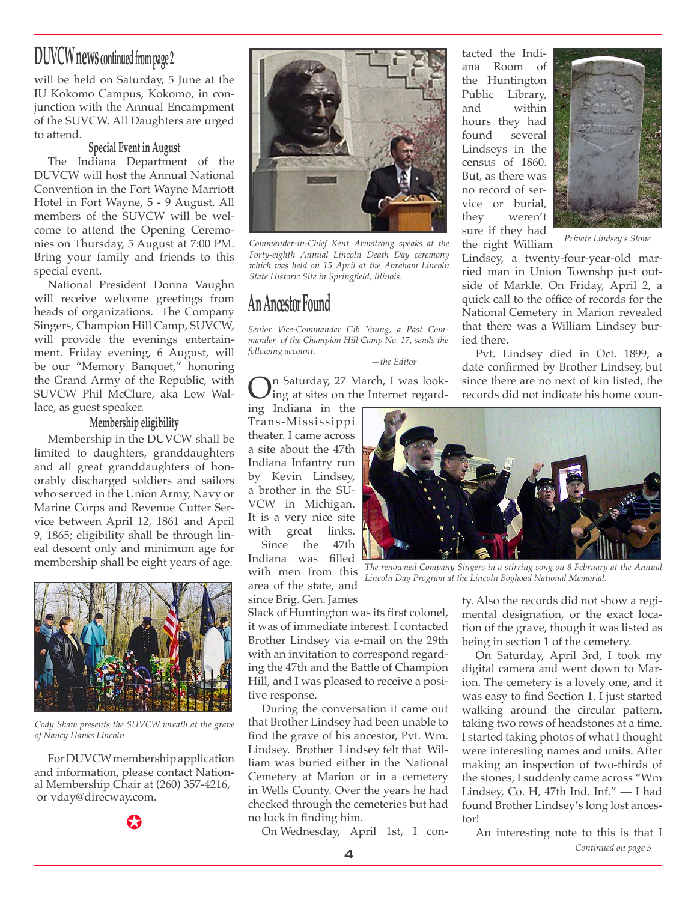## DUVCW news continued from page 2

will be held on Saturday, 5 June at the IU Kokomo Campus, Kokomo, in conjunction with the Annual Encampment of the SUVCW. All Daughters are urged to attend.

### Special Event in August

The Indiana Department of the DUVCW will host the Annual National Convention in the Fort Wayne Marriott Hotel in Fort Wayne, 5 - 9 August. All members of the SUVCW will be welcome to attend the Opening Ceremonies on Thursday, 5 August at 7:00 PM. Bring your family and friends to this special event.

National President Donna Vaughn will receive welcome greetings from heads of organizations. The Company Singers, Champion Hill Camp, SUVCW, will provide the evenings entertainment. Friday evening, 6 August, will be our "Memory Banquet," honoring the Grand Army of the Republic, with SUVCW Phil McClure, aka Lew Wallace, as guest speaker.

### Membership eligibility

Membership in the DUVCW shall be limited to daughters, granddaughters and all great granddaughters of honorably discharged soldiers and sailors who served in the Union Army, Navy or Marine Corps and Revenue Cutter Service between April 12, 1861 and April 9, 1865; eligibility shall be through lineal descent only and minimum age for membership shall be eight years of age.

*Cody Shaw presents the SUVCW wreath at the grave of Nancy Hanks Lincoln*

For DUVCW membership application and information, please contact National Membership Chair at (260) 357-4216, or vday@direcway.com.

*Commander-in-Chief Kent Armstrong speaks at the Forty-eighth Annual Lincoln Death Day ceremony which was held on 15 April at the Abraham Lincoln State Historic Site in Springfield, Illinois.*

## An Ancestor Found

*Senior Vice-Commander Gib Young, a Past Commander of the Champion Hill Camp No. 17, sends the following account.*

*—the Editor*

On Saturday, 27 March, I was looking at sites on the Internet regarding Indiana in the Trans-Mississippi theater. I came across a site about the 47th Indiana Infantry run by Kevin Lindsey, a brother in the SUVCW in Michigan. It is a very nice site with great links.

Since the 47th Indiana was filled with men from this area of the state, and since Brig. Gen. James Slack of Huntington was its first colonel, it was of immediate interest. I contacted Brother Lindsey via e-mail on the 29th with an invitation to correspond regarding the 47th and the Battle of Champion Hill, and I was pleased to receive a positive response.

During the conversation it came out that Brother Lindsey had been unable to find the grave of his ancestor, Pvt. Wm. Lindsey. Brother Lindsey felt that William was buried either in the National Cemetery at Marion or in a cemetery in Wells County. Over the years he had checked through the cemeteries but had no luck in finding him.

On Wednesday, April 1st, I contacted the Indiana Room of the Huntington Public Library, and within hours they had found several Lindseys in the census of 1860. But, as there was no record of service or burial, they weren't sure if they had the right William Lindsey, a twenty-four-year-old married man in Union Townshp just outside of Markle. On Friday, April 2, a quick call to the office of records for the National Cemetery in Marion revealed that there was a William Lindsey buried there.

*Private Lindsey's Stone*

Pvt. Lindsey died in Oct. 1899, a date confirmed by Brother Lindsey, but since there are no next of kin listed, the records did not indicate his home county. Also the records did not show a regimental designation, or the exact location of the grave, though it was listed as being in section 1 of the cemetery.

*The renowned Company Singers in a stirring song on 8 February at the Annual Lincoln Day Program at the Lincoln Boyhood National Memorial.*

On Saturday, April 3rd, I took my digital camera and went down to Marion. The cemetery is a lovely one, and it was easy to find Section 1. I just started walking around the circular pattern, taking two rows of headstones at a time. I started taking photos of what I thought were interesting names and units. After making an inspection of two-thirds of the stones, I suddenly came across "Wm Lindsey, Co. H, 47th Ind. Inf." — I had found Brother Lindsey's long lost ancestor!

An interesting note to this is that I

*Continued on page 5*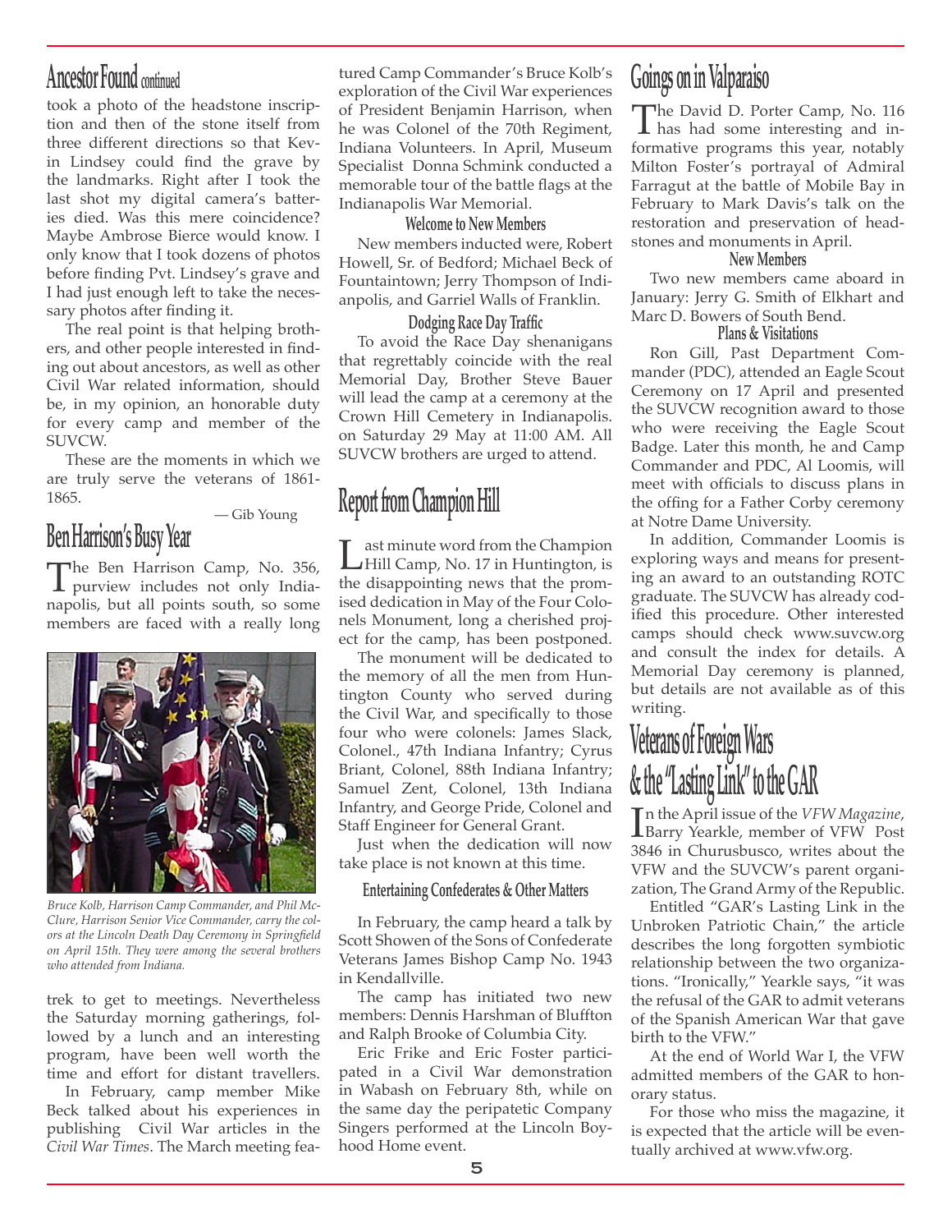## Ancestor Found continued

took a photo of the headstone inscription and then of the stone itself from three different directions so that Kevin Lindsey could find the grave by the landmarks. Right after I took the last shot my digital camera's batteries died. Was this mere coincidence? Maybe Ambrose Bierce would know. I only know that I took dozens of photos before finding Pvt. Lindsey's grave and I had just enough left to take the necessary photos after finding it.

The real point is that helping brothers, and other people interested in finding out about ancestors, as well as other Civil War related information, should be, in my opinion, an honorable duty for every camp and member of the SUVCW.

These are the moments in which we are truly serve the veterans of 1861-1865.

— Gib Young

## Ben Harrison's Busy Year

The Ben Harrison Camp, No. 356, purview includes not only Indianapolis, but all points south, so some members are faced with a really long trek to get to meetings. Nevertheless the Saturday morning gatherings, followed by a lunch and an interesting program, have been well worth the time and effort for distant travellers.

*Bruce Kolb, Harrison Camp Commander, and Phil McClure, Harrison Senior Vice Commander, carry the colors at the Lincoln Death Day Ceremony in Springfield on April 15th. They were among the several brothers who attended from Indiana.*

In February, camp member Mike Beck talked about his experiences in publishing Civil War articles in the *Civil War Times*. The March meeting featured Camp Commander's Bruce Kolb's exploration of the Civil War experiences of President Benjamin Harrison, when he was Colonel of the 70th Regiment, Indiana Volunteers. In April, Museum Specialist Donna Schmink conducted a memorable tour of the battle flags at the Indianapolis War Memorial.

### Welcome to New Members

New members inducted were, Robert Howell, Sr. of Bedford; Michael Beck of Fountaintown; Jerry Thompson of Indianapolis, and Garriel Walls of Franklin.

### Dodging Race Day Traffic

To avoid the Race Day shenanigans that regrettably coincide with the real Memorial Day, Brother Steve Bauer will lead the camp at a ceremony at the Crown Hill Cemetery in Indianapolis. on Saturday 29 May at 11:00 AM. All SUVCW brothers are urged to attend.

## Report from Champion Hill

Last minute word from the Champion Hill Camp, No. 17 in Huntington, is the disappointing news that the promised dedication in May of the Four Colonels Monument, long a cherished project for the camp, has been postponed.

The monument will be dedicated to the memory of all the men from Huntington County who served during the Civil War, and specifically to those four who were colonels: James Slack, Colonel., 47th Indiana Infantry; Cyrus Briant, Colonel, 88th Indiana Infantry; Samuel Zent, Colonel, 13th Indiana Infantry, and George Pride, Colonel and Staff Engineer for General Grant.

Just when the dedication will now take place is not known at this time.

### Entertaining Confederates & Other Matters

In February, the camp heard a talk by Scott Showen of the Sons of Confederate Veterans James Bishop Camp No. 1943 in Kendallville.

The camp has initiated two new members: Dennis Harshman of Bluffton and Ralph Brooke of Columbia City.

Eric Frike and Eric Foster participated in a Civil War demonstration in Wabash on February 8th, while on the same day the peripatetic Company Singers performed at the Lincoln Boyhood Home event.

## Goings on in Valparaiso

The David D. Porter Camp, No. 116 has had some interesting and informative programs this year, notably Milton Foster's portrayal of Admiral Farragut at the battle of Mobile Bay in February to Mark Davis's talk on the restoration and preservation of headstones and monuments in April.

### New Members

Two new members came aboard in January: Jerry G. Smith of Elkhart and Marc D. Bowers of South Bend.

### Plans & Visitations

Ron Gill, Past Department Commander (PDC), attended an Eagle Scout Ceremony on 17 April and presented the SUVCW recognition award to those who were receiving the Eagle Scout Badge. Later this month, he and Camp Commander and PDC, Al Loomis, will meet with officials to discuss plans in the offing for a Father Corby ceremony at Notre Dame University.

In addition, Commander Loomis is exploring ways and means for presenting an award to an outstanding ROTC graduate. The SUVCW has already codified this procedure. Other interested camps should check www.suvcw.org and consult the index for details. A Memorial Day ceremony is planned, but details are not available as of this writing.

## Veterans of Foreign Wars & the "Lasting Link" to the GAR

In the April issue of the *VFW Magazine*, Barry Yearkle, member of VFW Post 3846 in Churusbusco, writes about the VFW and the SUVCW's parent organization, The Grand Army of the Republic.

Entitled "GAR's Lasting Link in the Unbroken Patriotic Chain," the article describes the long forgotten symbiotic relationship between the two organizations. "Ironically," Yearkle says, "it was the refusal of the GAR to admit veterans of the Spanish American War that gave birth to the VFW."

At the end of World War I, the VFW admitted members of the GAR to honorary status.

For those who miss the magazine, it is expected that the article will be eventually archived at www.vfw.org.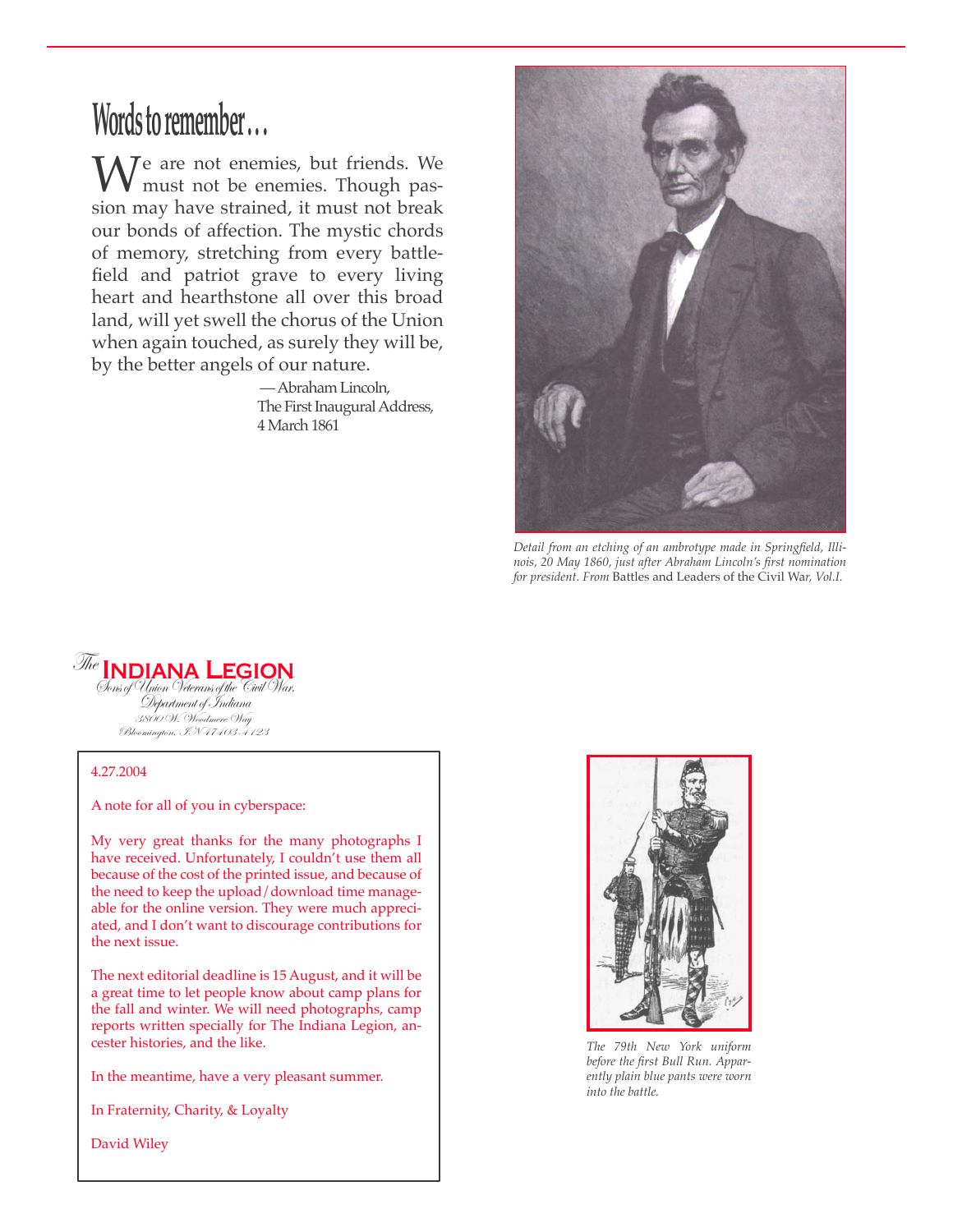# Words to remember…

We are not enemies, but friends. We must not be enemies. Though passion may have strained, it must not break our bonds of affection. The mystic chords of memory, stretching from every battlefield and patriot grave to every living heart and hearthstone all over this broad land, will yet swell the chorus of the Union when again touched, as surely they will be, by the better angels of our nature.

— Abraham Lincoln,
The First Inaugural Address,
4 March 1861

*Detail from an etching of an ambrotype made in Springfield, Illinois, 20 May 1860, just after Abraham Lincoln's first nomination for president. From* Battles and Leaders of the Civil War, *Vol.I.*

The **Indiana Legion**
Sons of Union Veterans of the Civil War,
Department of Indiana
3800 W. Woodmere Way
Bloomington, IN 47403-4123

4.27.2004

A note for all of you in cyberspace:

My very great thanks for the many photographs I have received. Unfortunately, I couldn't use them all because of the cost of the printed issue, and because of the need to keep the upload/download time manageable for the online version. They were much appreciated, and I don't want to discourage contributions for the next issue.

The next editorial deadline is 15 August, and it will be a great time to let people know about camp plans for the fall and winter. We will need photographs, camp reports written specially for The Indiana Legion, ancester histories, and the like.

In the meantime, have a very pleasant summer.

In Fraternity, Charity, & Loyalty

David Wiley

*The 79th New York uniform before the first Bull Run. Apparently plain blue pants were worn into the battle.*